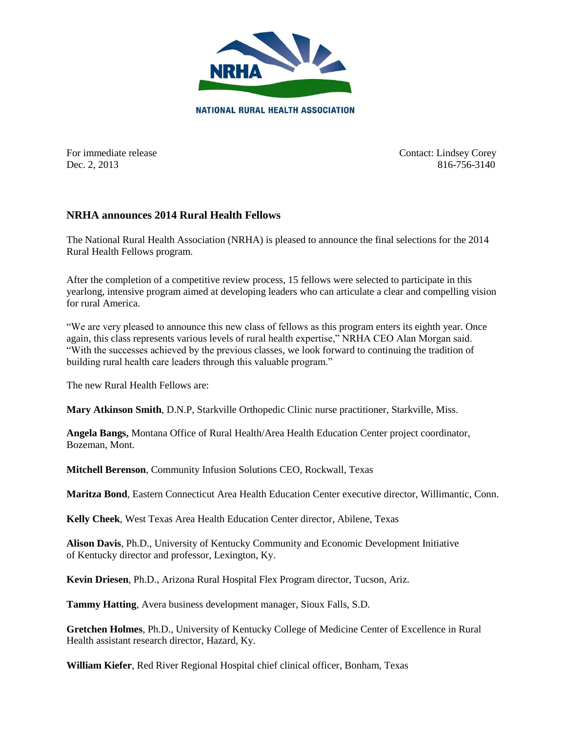NRHA

NATIONAL RURAL HEALTH ASSOCIATION

For immediate release
Dec. 2, 2013

Contact: Lindsey Corey
816-756-3140

## NRHA announces 2014 Rural Health Fellows

The National Rural Health Association (NRHA) is pleased to announce the final selections for the 2014 Rural Health Fellows program.

After the completion of a competitive review process, 15 fellows were selected to participate in this yearlong, intensive program aimed at developing leaders who can articulate a clear and compelling vision for rural America.

"We are very pleased to announce this new class of fellows as this program enters its eighth year. Once again, this class represents various levels of rural health expertise," NRHA CEO Alan Morgan said. "With the successes achieved by the previous classes, we look forward to continuing the tradition of building rural health care leaders through this valuable program."

The new Rural Health Fellows are:

**Mary Atkinson Smith**, D.N.P, Starkville Orthopedic Clinic nurse practitioner, Starkville, Miss.

**Angela Bangs,** Montana Office of Rural Health/Area Health Education Center project coordinator, Bozeman, Mont.

**Mitchell Berenson**, Community Infusion Solutions CEO, Rockwall, Texas

**Maritza Bond**, Eastern Connecticut Area Health Education Center executive director, Willimantic, Conn.

**Kelly Cheek**, West Texas Area Health Education Center director, Abilene, Texas

**Alison Davis**, Ph.D., University of Kentucky Community and Economic Development Initiative of Kentucky director and professor, Lexington, Ky.

**Kevin Driesen**, Ph.D., Arizona Rural Hospital Flex Program director, Tucson, Ariz.

**Tammy Hatting**, Avera business development manager, Sioux Falls, S.D.

**Gretchen Holmes**, Ph.D., University of Kentucky College of Medicine Center of Excellence in Rural Health assistant research director, Hazard, Ky.

**William Kiefer**, Red River Regional Hospital chief clinical officer, Bonham, Texas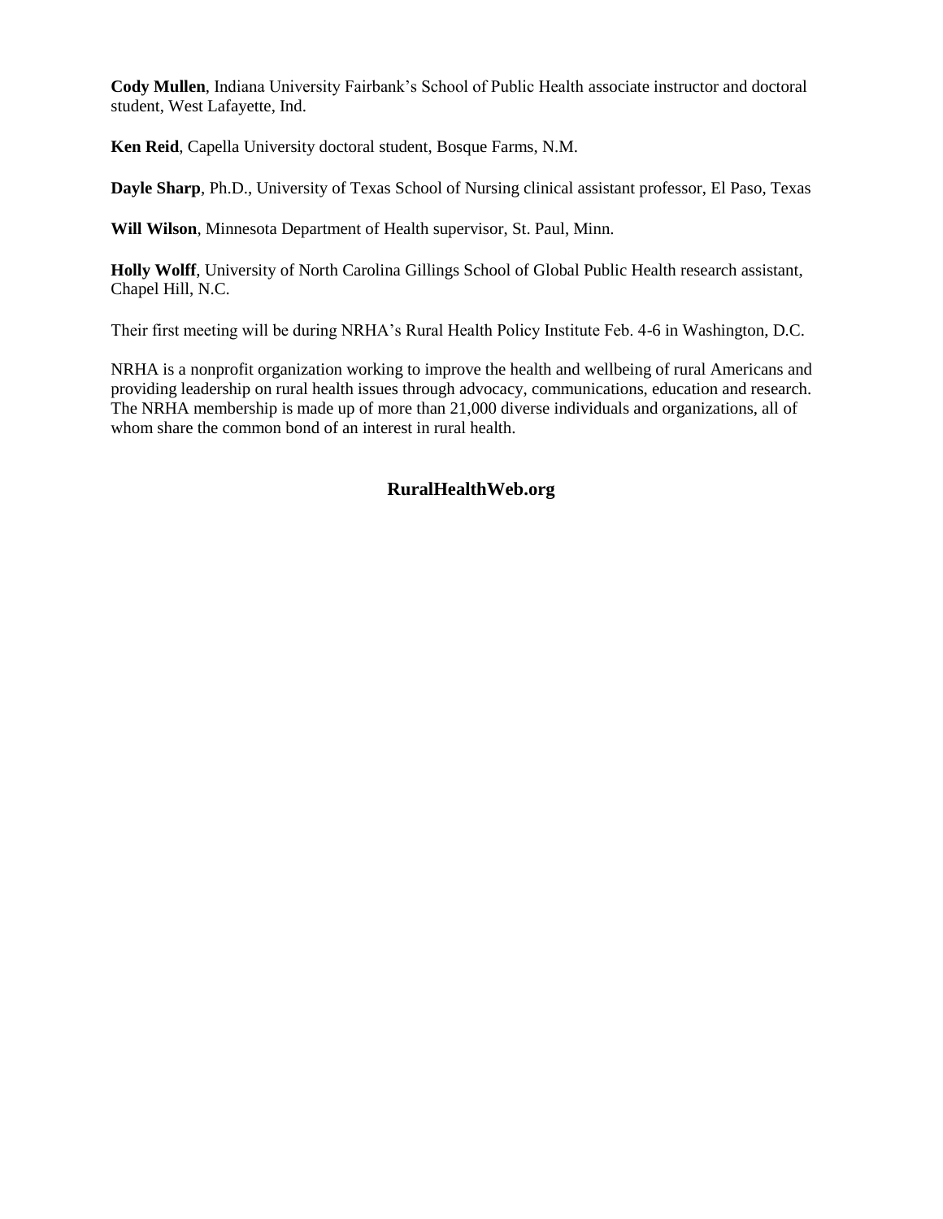**Cody Mullen**, Indiana University Fairbank's School of Public Health associate instructor and doctoral student, West Lafayette, Ind.

**Ken Reid**, Capella University doctoral student, Bosque Farms, N.M.

**Dayle Sharp**, Ph.D., University of Texas School of Nursing clinical assistant professor, El Paso, Texas

**Will Wilson**, Minnesota Department of Health supervisor, St. Paul, Minn.

**Holly Wolff**, University of North Carolina Gillings School of Global Public Health research assistant, Chapel Hill, N.C.

Their first meeting will be during NRHA's Rural Health Policy Institute Feb. 4-6 in Washington, D.C.

NRHA is a nonprofit organization working to improve the health and wellbeing of rural Americans and providing leadership on rural health issues through advocacy, communications, education and research. The NRHA membership is made up of more than 21,000 diverse individuals and organizations, all of whom share the common bond of an interest in rural health.

**RuralHealthWeb.org**